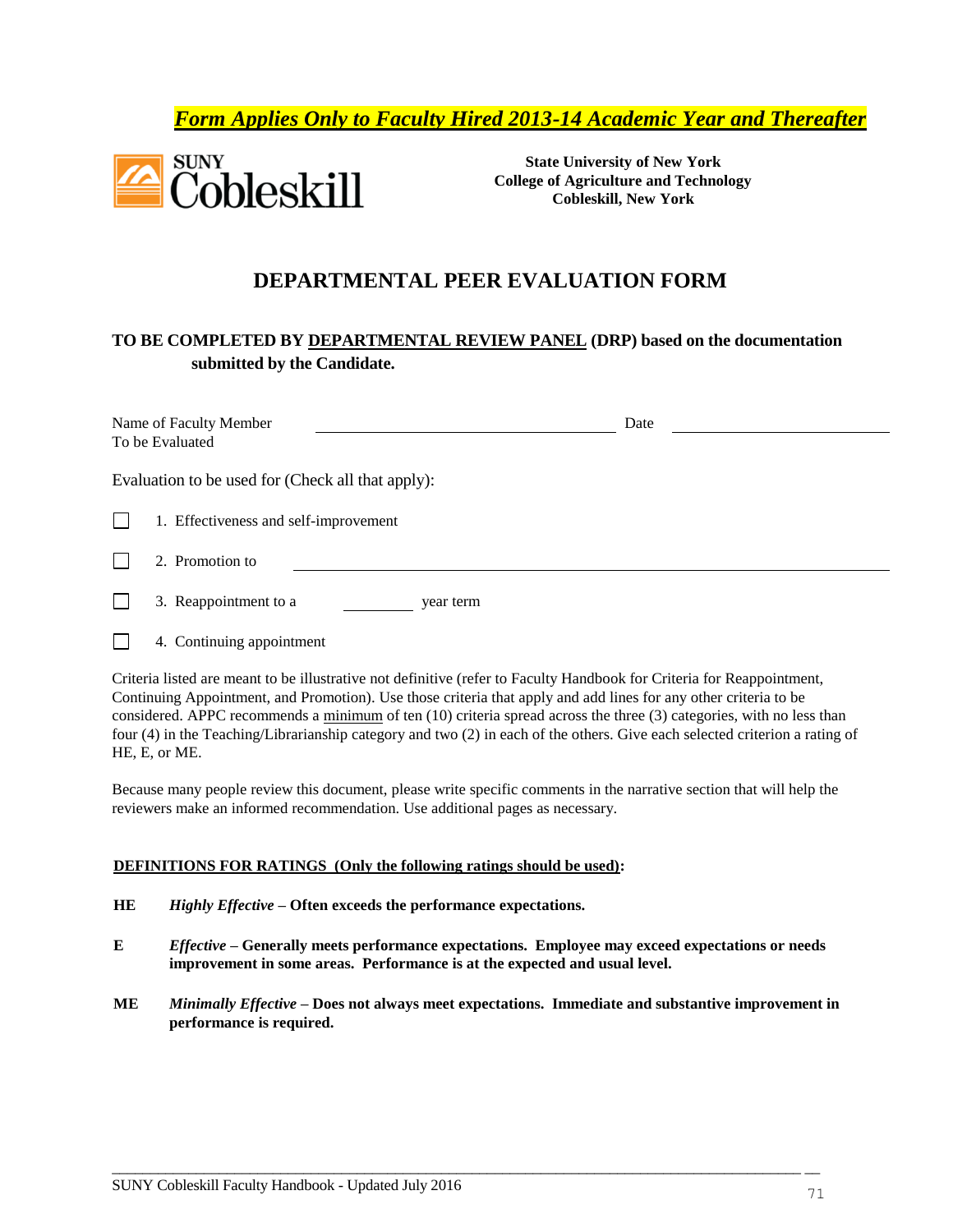***Form Applies Only to Faculty Hired 2013-14 Academic Year and Thereafter***

SUNY Cobleskill

**State University of New York**
**College of Agriculture and Technology**
**Cobleskill, New York**

# DEPARTMENTAL PEER EVALUATION FORM

**TO BE COMPLETED BY DEPARTMENTAL REVIEW PANEL (DRP) based on the documentation submitted by the Candidate.**

Name of Faculty Member To be Evaluated ______________________ Date ______________

Evaluation to be used for (Check all that apply):

- ☐ 1. Effectiveness and self-improvement
- ☐ 2. Promotion to ______________________
- ☐ 3. Reappointment to a ________ year term
- ☐ 4. Continuing appointment

Criteria listed are meant to be illustrative not definitive (refer to Faculty Handbook for Criteria for Reappointment, Continuing Appointment, and Promotion). Use those criteria that apply and add lines for any other criteria to be considered. APPC recommends a minimum of ten (10) criteria spread across the three (3) categories, with no less than four (4) in the Teaching/Librarianship category and two (2) in each of the others. Give each selected criterion a rating of HE, E, or ME.

Because many people review this document, please write specific comments in the narrative section that will help the reviewers make an informed recommendation. Use additional pages as necessary.

**DEFINITIONS FOR RATINGS (Only the following ratings should be used):**

**HE** ***Highly Effective*** **– Often exceeds the performance expectations.**

**E** ***Effective*** **– Generally meets performance expectations. Employee may exceed expectations or needs improvement in some areas. Performance is at the expected and usual level.**

**ME** ***Minimally Effective*** **– Does not always meet expectations. Immediate and substantive improvement in performance is required.**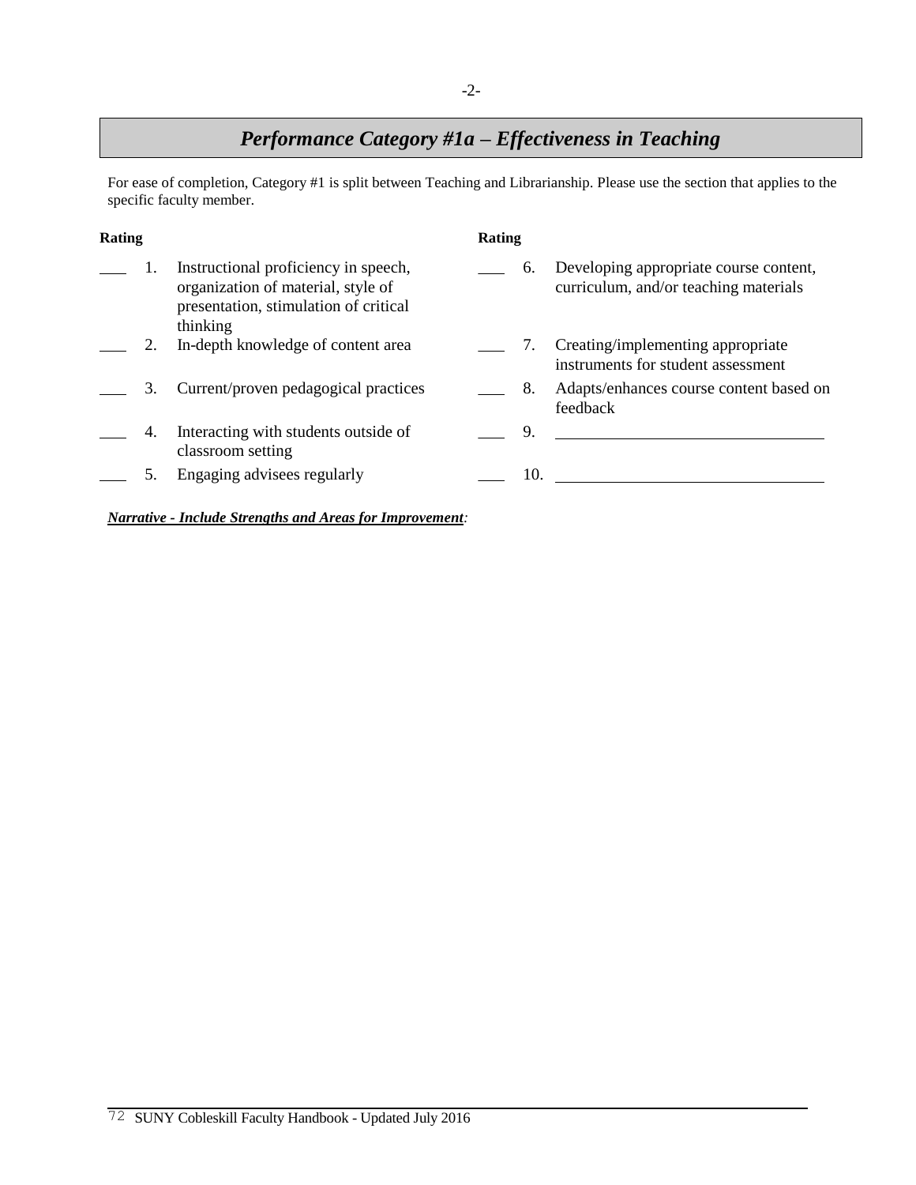## *Performance Category #1a – Effectiveness in Teaching*

For ease of completion, Category #1 is split between Teaching and Librarianship. Please use the section that applies to the specific faculty member.

| Rating | | | Rating | | |
|---|---|---|---|---|---|
| ___ | 1. | Instructional proficiency in speech, organization of material, style of presentation, stimulation of critical thinking | ___ | 6. | Developing appropriate course content, curriculum, and/or teaching materials |
| ___ | 2. | In-depth knowledge of content area | ___ | 7. | Creating/implementing appropriate instruments for student assessment |
| ___ | 3. | Current/proven pedagogical practices | ___ | 8. | Adapts/enhances course content based on feedback |
| ___ | 4. | Interacting with students outside of classroom setting | ___ | 9. | ____________________ |
| ___ | 5. | Engaging advisees regularly | ___ | 10. | ____________________ |

***Narrative - Include Strengths and Areas for Improvement**:*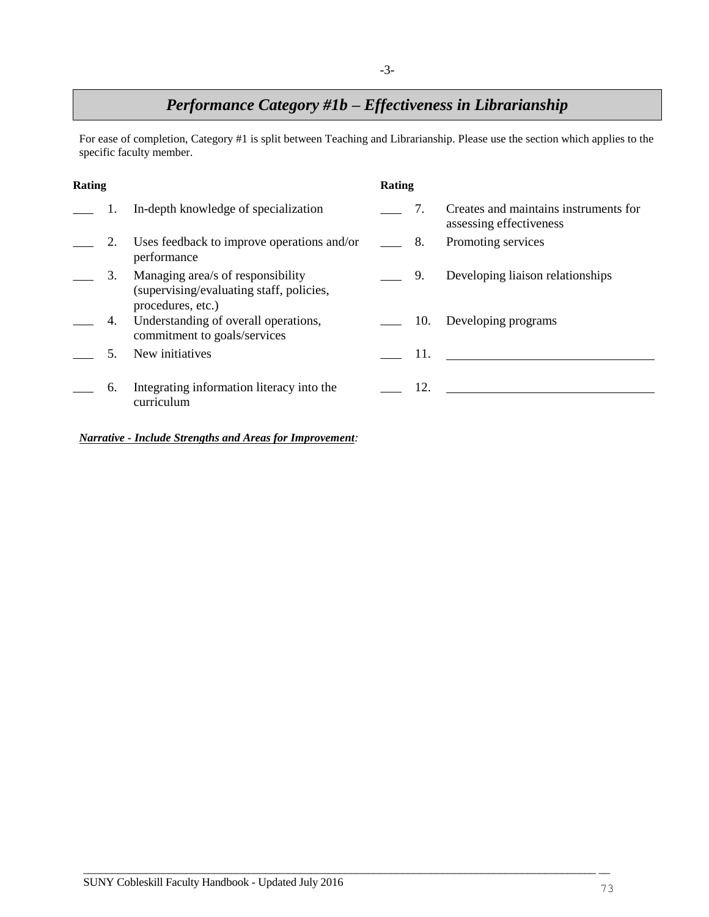# *Performance Category #1b – Effectiveness in Librarianship*

For ease of completion, Category #1 is split between Teaching and Librarianship. Please use the section which applies to the specific faculty member.

| Rating | | | Rating | | |
|---|---|---|---|---|---|
| ___ | 1. | In-depth knowledge of specialization | ___ | 7. | Creates and maintains instruments for assessing effectiveness |
| ___ | 2. | Uses feedback to improve operations and/or performance | ___ | 8. | Promoting services |
| ___ | 3. | Managing area/s of responsibility (supervising/evaluating staff, policies, procedures, etc.) | ___ | 9. | Developing liaison relationships |
| ___ | 4. | Understanding of overall operations, commitment to goals/services | ___ | 10. | Developing programs |
| ___ | 5. | New initiatives | ___ | 11. | ______________________ |
| ___ | 6. | Integrating information literacy into the curriculum | ___ | 12. | ______________________ |

***Narrative - Include Strengths and Areas for Improvement:***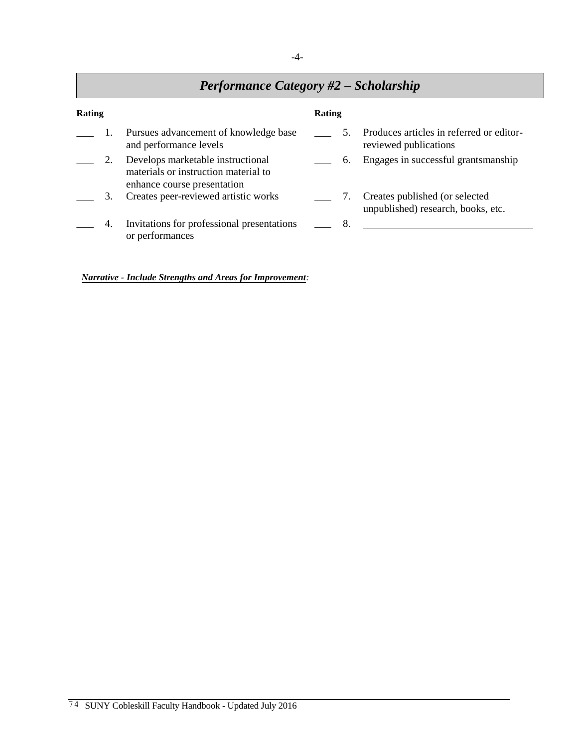## *Performance Category #2 – Scholarship*

| Rating | | | Rating | | |
|---|---|---|---|---|---|
| ___ | 1. | Pursues advancement of knowledge base and performance levels | ___ | 5. | Produces articles in referred or editor-reviewed publications |
| ___ | 2. | Develops marketable instructional materials or instruction material to enhance course presentation | ___ | 6. | Engages in successful grantsmanship |
| ___ | 3. | Creates peer-reviewed artistic works | ___ | 7. | Creates published (or selected unpublished) research, books, etc. |
| ___ | 4. | Invitations for professional presentations or performances | ___ | 8. | ______________________________ |

***Narrative - Include Strengths and Areas for Improvement:***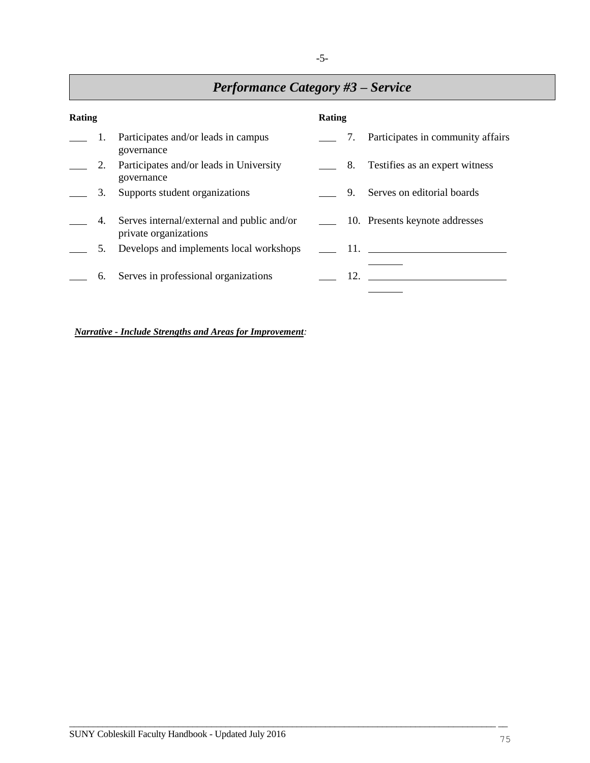## *Performance Category #3 – Service*

| Rating | | | Rating | | |
|---|---|---|---|---|---|
| ___ | 1. | Participates and/or leads in campus governance | ___ | 7. | Participates in community affairs |
| ___ | 2. | Participates and/or leads in University governance | ___ | 8. | Testifies as an expert witness |
| ___ | 3. | Supports student organizations | ___ | 9. | Serves on editorial boards |
| ___ | 4. | Serves internal/external and public and/or private organizations | ___ | 10. | Presents keynote addresses |
| ___ | 5. | Develops and implements local workshops | ___ | 11. | ________________________ |
| ___ | 6. | Serves in professional organizations | ___ | 12. | ________________________ |

***Narrative - Include Strengths and Areas for Improvement:***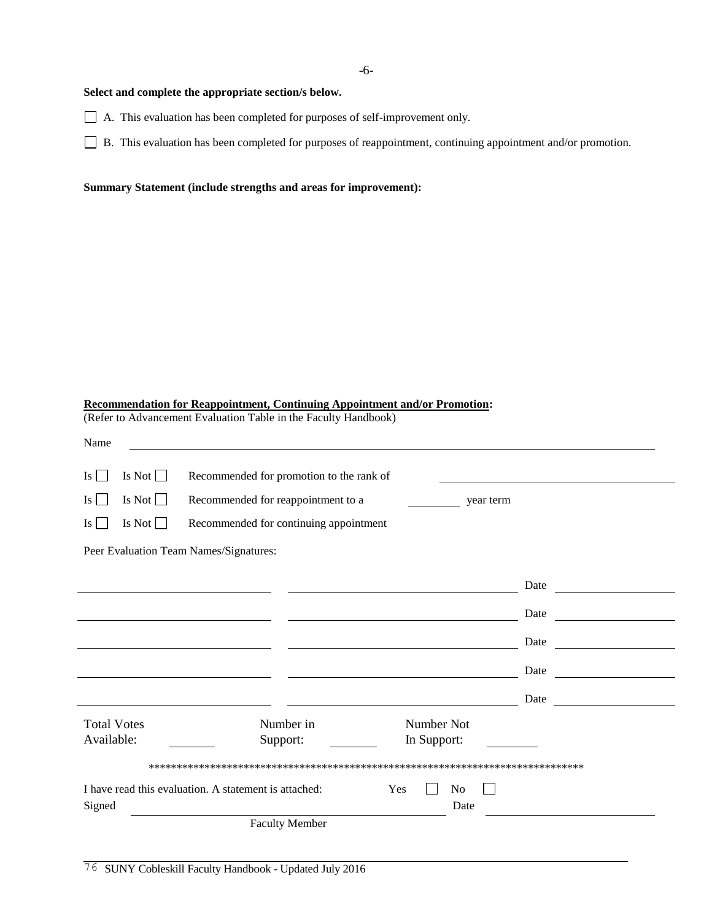**Select and complete the appropriate section/s below.**

☐ A. This evaluation has been completed for purposes of self-improvement only.

☐ B. This evaluation has been completed for purposes of reappointment, continuing appointment and/or promotion.

**Summary Statement (include strengths and areas for improvement):**

**<u>Recommendation for Reappointment, Continuing Appointment and/or Promotion</u>:**
(Refer to Advancement Evaluation Table in the Faculty Handbook)

Name ______________________________________________

Is ☐ Is Not ☐ Recommended for promotion to the rank of ______________________

Is ☐ Is Not ☐ Recommended for reappointment to a ________ year term

Is ☐ Is Not ☐ Recommended for continuing appointment

Peer Evaluation Team Names/Signatures:

______________________ ______________________ Date ____________

______________________ ______________________ Date ____________

______________________ ______________________ Date ____________

______________________ ______________________ Date ____________

______________________ ______________________ Date ____________

Total Votes Available: ______ Number in Support: ______ Number Not In Support: ______

*****************************************************************************

I have read this evaluation. A statement is attached: Yes ☐ No ☐

Signed ______________________________ Date ____________
Faculty Member